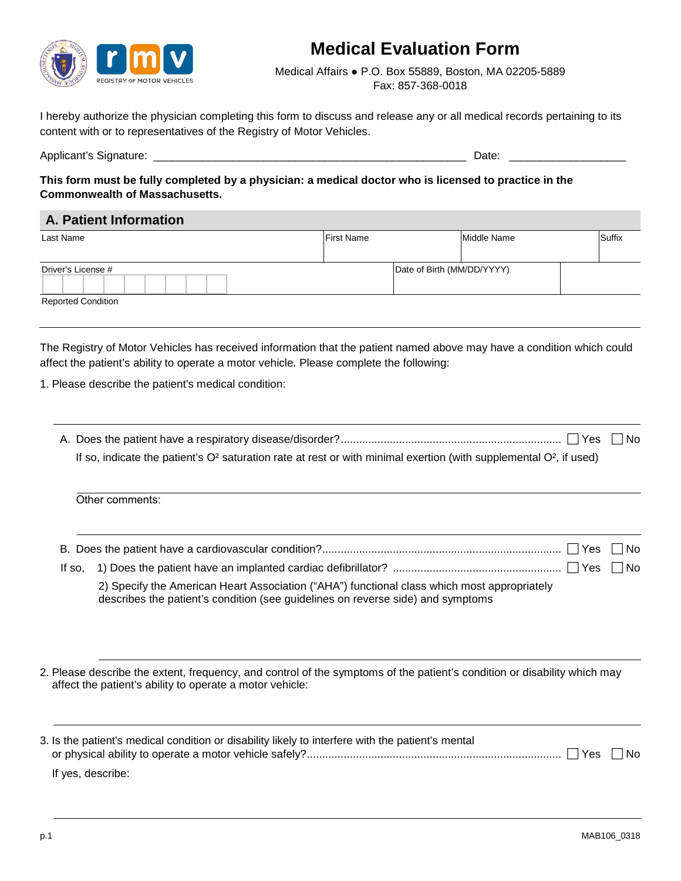# Medical Evaluation Form

Medical Affairs ● P.O. Box 55889, Boston, MA 02205-5889
Fax: 857-368-0018

I hereby authorize the physician completing this form to discuss and release any or all medical records pertaining to its content with or to representatives of the Registry of Motor Vehicles.

Applicant's Signature: ___________________________________________________ Date: __________________

**This form must be fully completed by a physician: a medical doctor who is licensed to practice in the Commonwealth of Massachusetts.**

## A. Patient Information

| Last Name | First Name | Middle Name | Suffix |
|---|---|---|---|
| | | | |

| Driver's License # | Date of Birth (MM/DD/YYYY) |
|---|---|
| | |

Reported Condition

The Registry of Motor Vehicles has received information that the patient named above may have a condition which could affect the patient's ability to operate a motor vehicle. Please complete the following:

1. Please describe the patient's medical condition:

   A. Does the patient have a respiratory disease/disorder? ☐ Yes ☐ No

   If so, indicate the patient's $O^2$ saturation rate at rest or with minimal exertion (with supplemental $O^2$, if used)

   Other comments:

   B. Does the patient have a cardiovascular condition? ☐ Yes ☐ No

   If so, 1) Does the patient have an implanted cardiac defibrillator? ☐ Yes ☐ No

   2) Specify the American Heart Association ("AHA") functional class which most appropriately describes the patient's condition (see guidelines on reverse side) and symptoms

2. Please describe the extent, frequency, and control of the symptoms of the patient's condition or disability which may affect the patient's ability to operate a motor vehicle:

3. Is the patient's medical condition or disability likely to interfere with the patient's mental or physical ability to operate a motor vehicle safely? ☐ Yes ☐ No

   If yes, describe:

MAB106_0318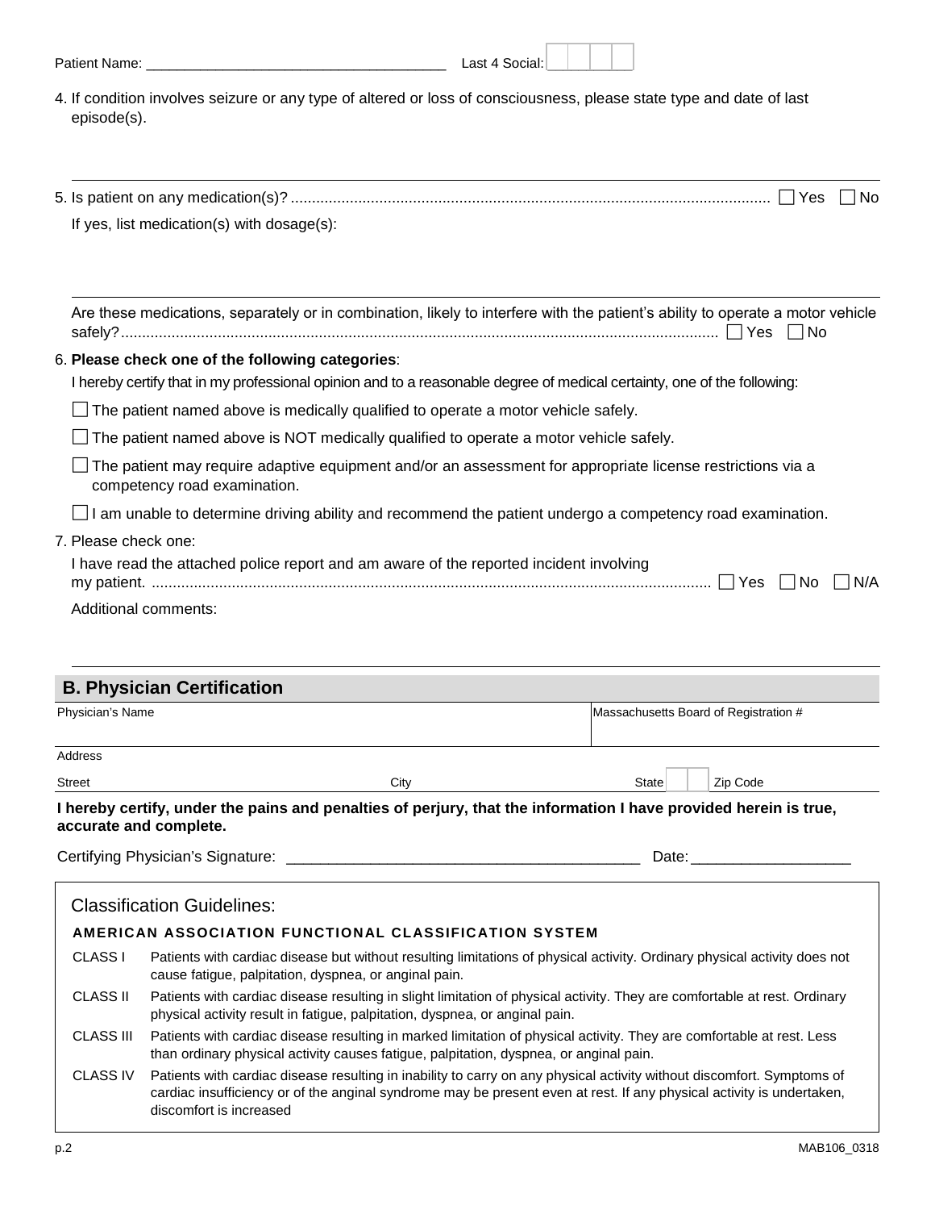Patient Name: ______________________________________ Last 4 Social: [ ][ ][ ][ ]

4. If condition involves seizure or any type of altered or loss of consciousness, please state type and date of last episode(s).

---

5. Is patient on any medication(s)? ☐ Yes ☐ No

   If yes, list medication(s) with dosage(s):

---

   Are these medications, separately or in combination, likely to interfere with the patient's ability to operate a motor vehicle safely? ☐ Yes ☐ No

6. **Please check one of the following categories**:

   I hereby certify that in my professional opinion and to a reasonable degree of medical certainty, one of the following:

   ☐ The patient named above is medically qualified to operate a motor vehicle safely.

   ☐ The patient named above is NOT medically qualified to operate a motor vehicle safely.

   ☐ The patient may require adaptive equipment and/or an assessment for appropriate license restrictions via a competency road examination.

   ☐ I am unable to determine driving ability and recommend the patient undergo a competency road examination.

7. Please check one:

   I have read the attached police report and am aware of the reported incident involving my patient. ☐ Yes ☐ No ☐ N/A

   Additional comments:

---

## B. Physician Certification

| Physician's Name | | | Massachusetts Board of Registration # |
|---|---|---|---|
| Address | | | |
| Street | City | State | Zip Code |

**I hereby certify, under the pains and penalties of perjury, that the information I have provided herein is true, accurate and complete.**

Certifying Physician's Signature: __________________________________________ Date: __________________

### Classification Guidelines:

**AMERICAN ASSOCIATION FUNCTIONAL CLASSIFICATION SYSTEM**

| | |
|---|---|
| CLASS I | Patients with cardiac disease but without resulting limitations of physical activity. Ordinary physical activity does not cause fatigue, palpitation, dyspnea, or anginal pain. |
| CLASS II | Patients with cardiac disease resulting in slight limitation of physical activity. They are comfortable at rest. Ordinary physical activity result in fatigue, palpitation, dyspnea, or anginal pain. |
| CLASS III | Patients with cardiac disease resulting in marked limitation of physical activity. They are comfortable at rest. Less than ordinary physical activity causes fatigue, palpitation, dyspnea, or anginal pain. |
| CLASS IV | Patients with cardiac disease resulting in inability to carry on any physical activity without discomfort. Symptoms of cardiac insufficiency or of the anginal syndrome may be present even at rest. If any physical activity is undertaken, discomfort is increased |

MAB106_0318